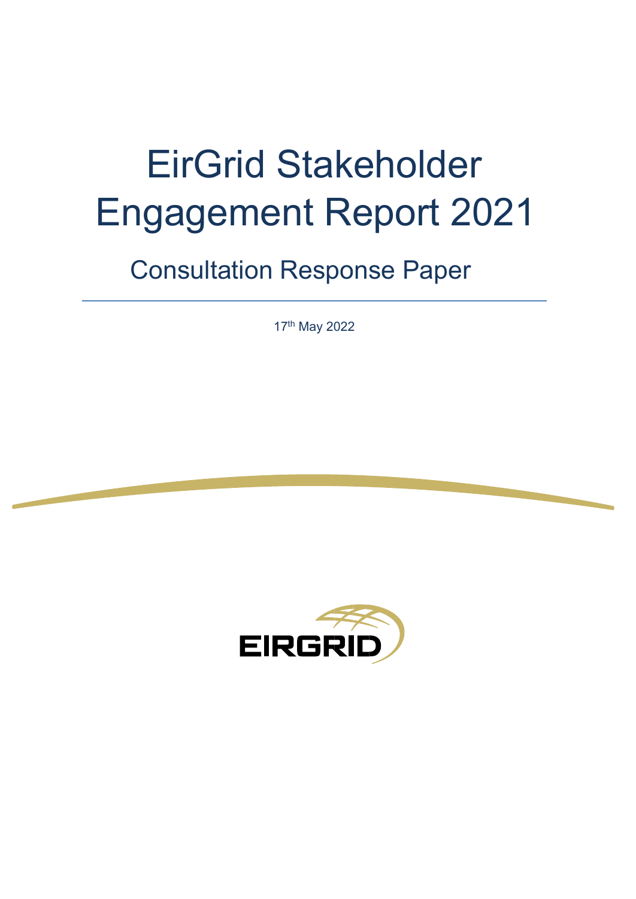# EirGrid Stakeholder Engagement Report 2021

## Consultation Response Paper

17th May 2022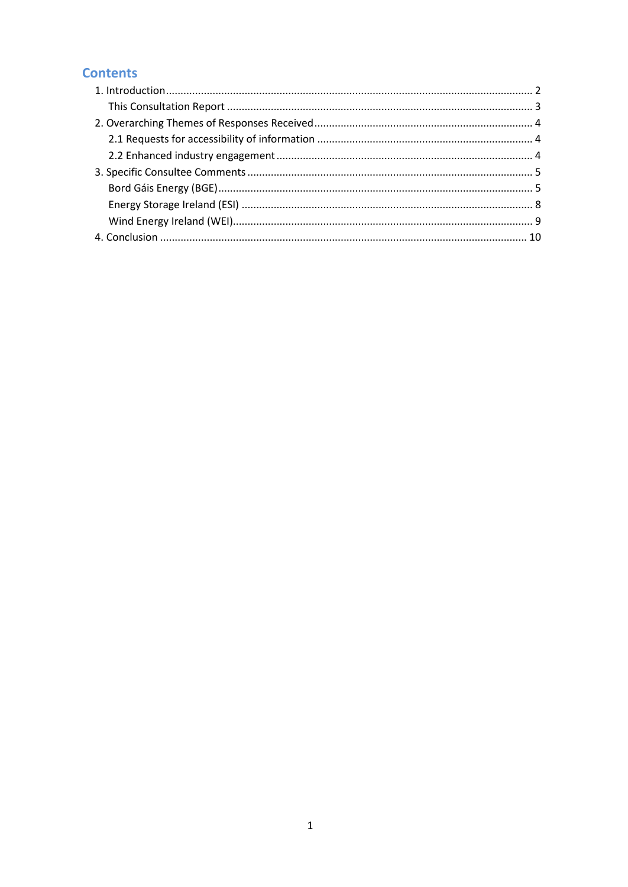# Contents

1. Introduction ........................................................................................................................... 2
    - This Consultation Report ...................................................................................................... 3
2. Overarching Themes of Responses Received ......................................................................... 4
    - 2.1 Requests for accessibility of information ........................................................................ 4
    - 2.2 Enhanced industry engagement ...................................................................................... 4
3. Specific Consultee Comments ................................................................................................ 5
    - Bord Gáis Energy (BGE) ......................................................................................................... 5
    - Energy Storage Ireland (ESI) .................................................................................................. 8
    - Wind Energy Ireland (WEI) ..................................................................................................... 9
4. Conclusion ........................................................................................................................... 10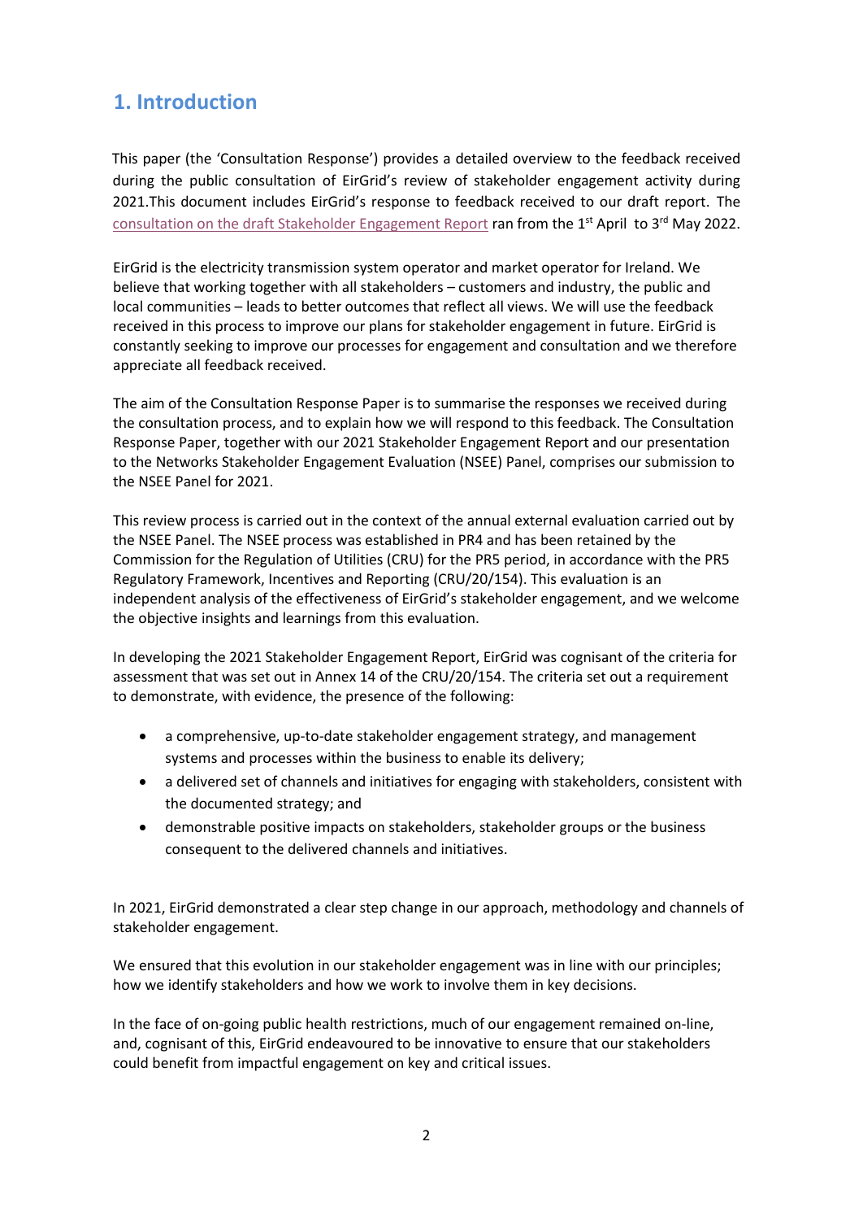## 1. Introduction

This paper (the 'Consultation Response') provides a detailed overview to the feedback received during the public consultation of EirGrid's review of stakeholder engagement activity during 2021.This document includes EirGrid's response to feedback received to our draft report. The consultation on the draft Stakeholder Engagement Report ran from the 1st April to 3rd May 2022.

EirGrid is the electricity transmission system operator and market operator for Ireland. We believe that working together with all stakeholders – customers and industry, the public and local communities – leads to better outcomes that reflect all views. We will use the feedback received in this process to improve our plans for stakeholder engagement in future. EirGrid is constantly seeking to improve our processes for engagement and consultation and we therefore appreciate all feedback received.

The aim of the Consultation Response Paper is to summarise the responses we received during the consultation process, and to explain how we will respond to this feedback. The Consultation Response Paper, together with our 2021 Stakeholder Engagement Report and our presentation to the Networks Stakeholder Engagement Evaluation (NSEE) Panel, comprises our submission to the NSEE Panel for 2021.

This review process is carried out in the context of the annual external evaluation carried out by the NSEE Panel. The NSEE process was established in PR4 and has been retained by the Commission for the Regulation of Utilities (CRU) for the PR5 period, in accordance with the PR5 Regulatory Framework, Incentives and Reporting (CRU/20/154). This evaluation is an independent analysis of the effectiveness of EirGrid's stakeholder engagement, and we welcome the objective insights and learnings from this evaluation.

In developing the 2021 Stakeholder Engagement Report, EirGrid was cognisant of the criteria for assessment that was set out in Annex 14 of the CRU/20/154. The criteria set out a requirement to demonstrate, with evidence, the presence of the following:

- a comprehensive, up-to-date stakeholder engagement strategy, and management systems and processes within the business to enable its delivery;
- a delivered set of channels and initiatives for engaging with stakeholders, consistent with the documented strategy; and
- demonstrable positive impacts on stakeholders, stakeholder groups or the business consequent to the delivered channels and initiatives.

In 2021, EirGrid demonstrated a clear step change in our approach, methodology and channels of stakeholder engagement.

We ensured that this evolution in our stakeholder engagement was in line with our principles; how we identify stakeholders and how we work to involve them in key decisions.

In the face of on-going public health restrictions, much of our engagement remained on-line, and, cognisant of this, EirGrid endeavoured to be innovative to ensure that our stakeholders could benefit from impactful engagement on key and critical issues.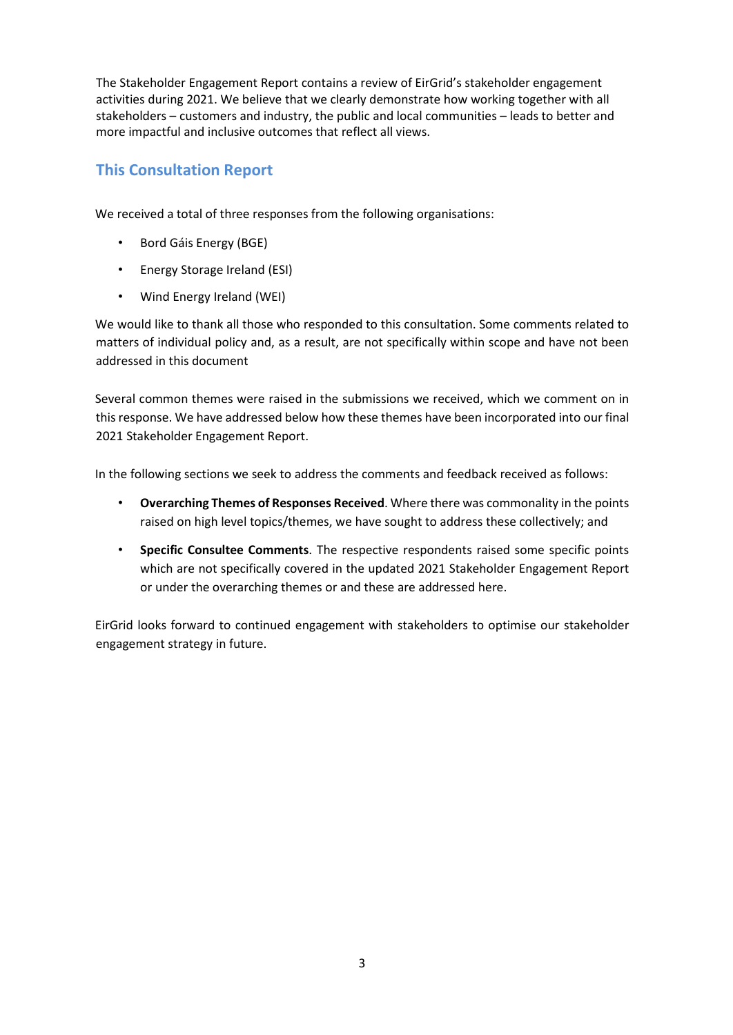The Stakeholder Engagement Report contains a review of EirGrid's stakeholder engagement activities during 2021. We believe that we clearly demonstrate how working together with all stakeholders – customers and industry, the public and local communities – leads to better and more impactful and inclusive outcomes that reflect all views.

## This Consultation Report

We received a total of three responses from the following organisations:

- Bord Gáis Energy (BGE)
- Energy Storage Ireland (ESI)
- Wind Energy Ireland (WEI)

We would like to thank all those who responded to this consultation. Some comments related to matters of individual policy and, as a result, are not specifically within scope and have not been addressed in this document

Several common themes were raised in the submissions we received, which we comment on in this response. We have addressed below how these themes have been incorporated into our final 2021 Stakeholder Engagement Report.

In the following sections we seek to address the comments and feedback received as follows:

- **Overarching Themes of Responses Received**. Where there was commonality in the points raised on high level topics/themes, we have sought to address these collectively; and
- **Specific Consultee Comments**. The respective respondents raised some specific points which are not specifically covered in the updated 2021 Stakeholder Engagement Report or under the overarching themes or and these are addressed here.

EirGrid looks forward to continued engagement with stakeholders to optimise our stakeholder engagement strategy in future.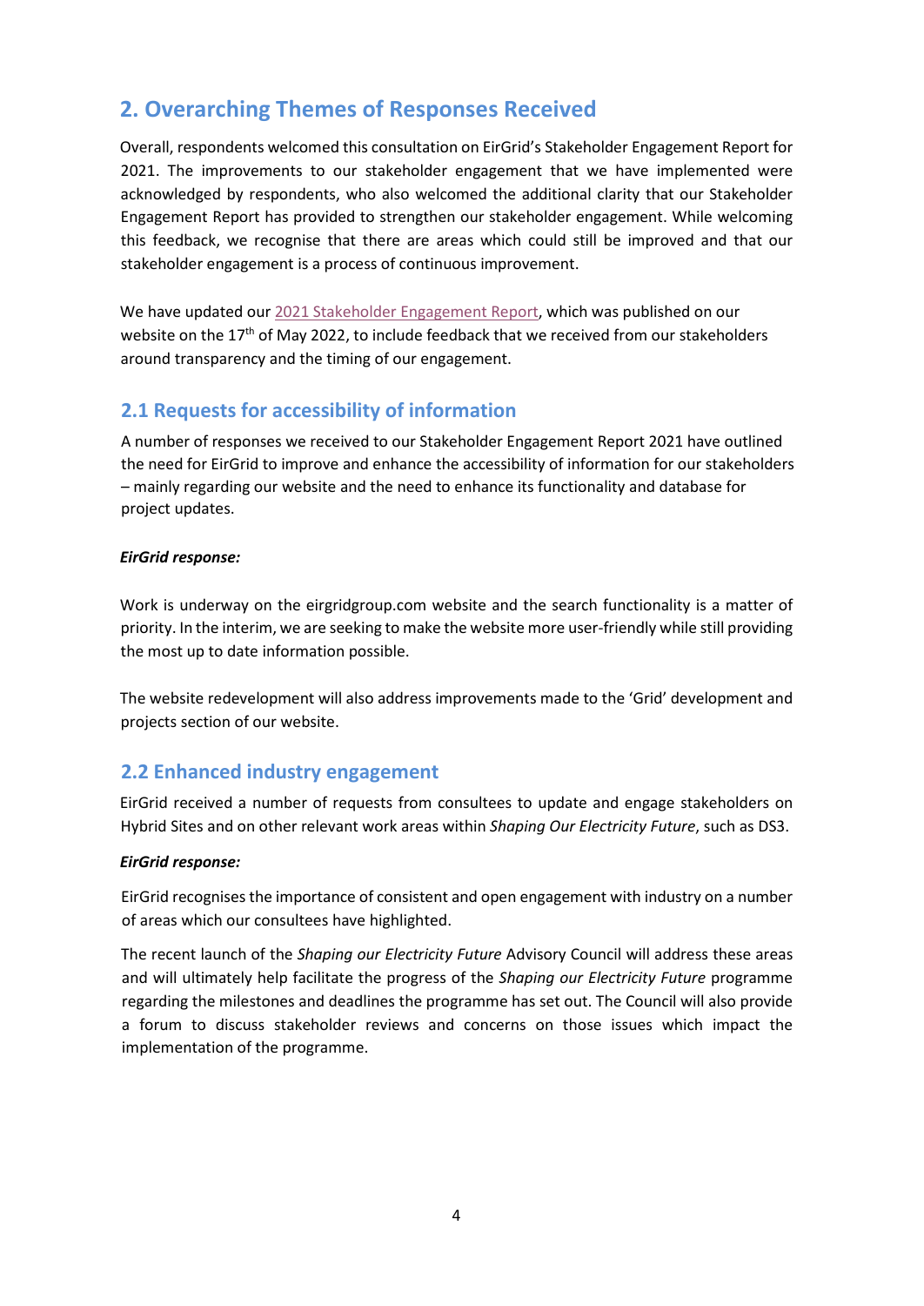## 2. Overarching Themes of Responses Received

Overall, respondents welcomed this consultation on EirGrid's Stakeholder Engagement Report for 2021. The improvements to our stakeholder engagement that we have implemented were acknowledged by respondents, who also welcomed the additional clarity that our Stakeholder Engagement Report has provided to strengthen our stakeholder engagement. While welcoming this feedback, we recognise that there are areas which could still be improved and that our stakeholder engagement is a process of continuous improvement.

We have updated our 2021 Stakeholder Engagement Report, which was published on our website on the 17th of May 2022, to include feedback that we received from our stakeholders around transparency and the timing of our engagement.

### 2.1 Requests for accessibility of information

A number of responses we received to our Stakeholder Engagement Report 2021 have outlined the need for EirGrid to improve and enhance the accessibility of information for our stakeholders – mainly regarding our website and the need to enhance its functionality and database for project updates.

***EirGrid response:***

Work is underway on the eirgridgroup.com website and the search functionality is a matter of priority. In the interim, we are seeking to make the website more user-friendly while still providing the most up to date information possible.

The website redevelopment will also address improvements made to the 'Grid' development and projects section of our website.

### 2.2 Enhanced industry engagement

EirGrid received a number of requests from consultees to update and engage stakeholders on Hybrid Sites and on other relevant work areas within *Shaping Our Electricity Future*, such as DS3.

***EirGrid response:***

EirGrid recognises the importance of consistent and open engagement with industry on a number of areas which our consultees have highlighted.

The recent launch of the *Shaping our Electricity Future* Advisory Council will address these areas and will ultimately help facilitate the progress of the *Shaping our Electricity Future* programme regarding the milestones and deadlines the programme has set out. The Council will also provide a forum to discuss stakeholder reviews and concerns on those issues which impact the implementation of the programme.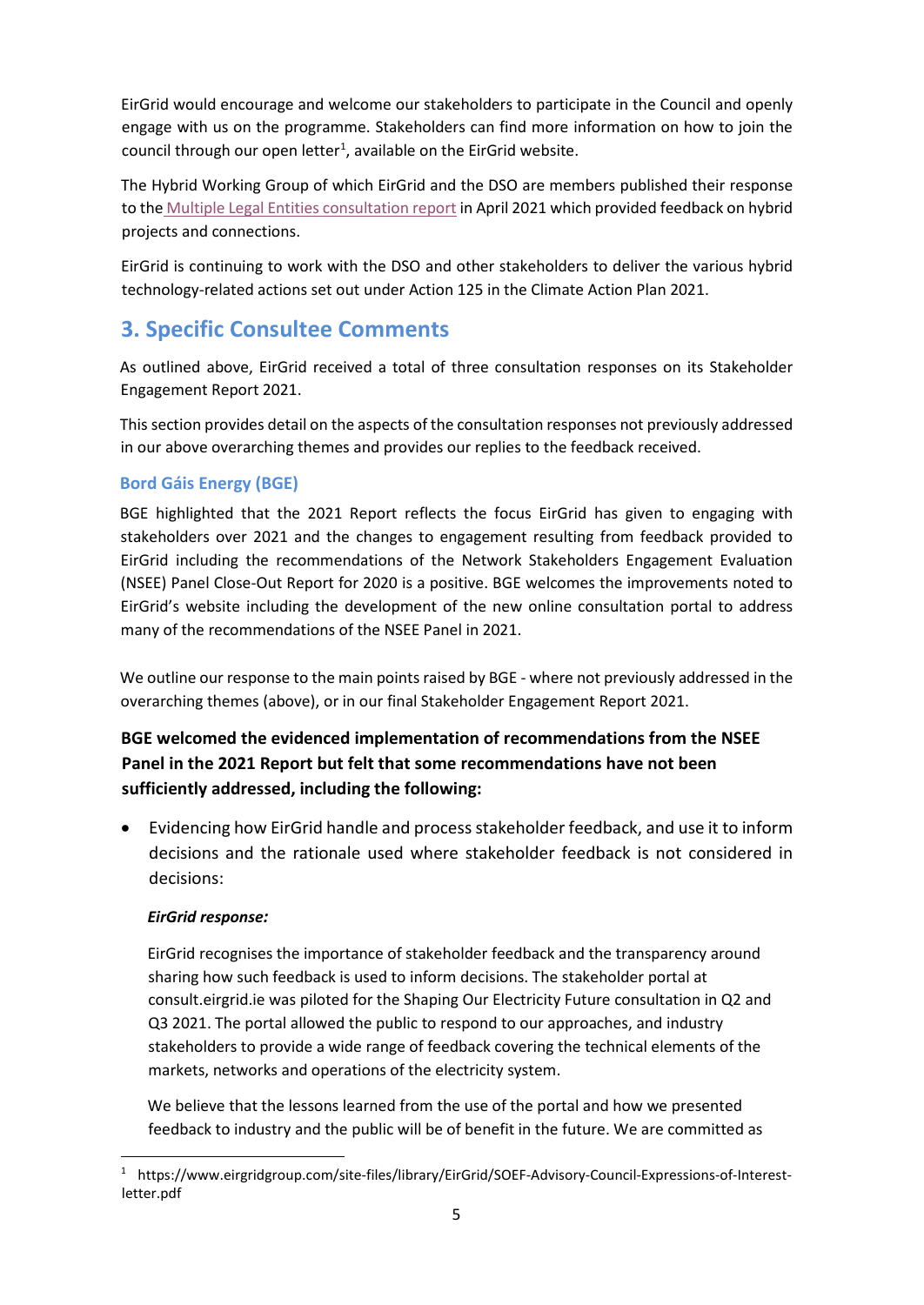EirGrid would encourage and welcome our stakeholders to participate in the Council and openly engage with us on the programme. Stakeholders can find more information on how to join the council through our open letter[1], available on the EirGrid website.

The Hybrid Working Group of which EirGrid and the DSO are members published their response to the Multiple Legal Entities consultation report in April 2021 which provided feedback on hybrid projects and connections.

EirGrid is continuing to work with the DSO and other stakeholders to deliver the various hybrid technology-related actions set out under Action 125 in the Climate Action Plan 2021.

## 3. Specific Consultee Comments

As outlined above, EirGrid received a total of three consultation responses on its Stakeholder Engagement Report 2021.

This section provides detail on the aspects of the consultation responses not previously addressed in our above overarching themes and provides our replies to the feedback received.

### Bord Gáis Energy (BGE)

BGE highlighted that the 2021 Report reflects the focus EirGrid has given to engaging with stakeholders over 2021 and the changes to engagement resulting from feedback provided to EirGrid including the recommendations of the Network Stakeholders Engagement Evaluation (NSEE) Panel Close-Out Report for 2020 is a positive. BGE welcomes the improvements noted to EirGrid's website including the development of the new online consultation portal to address many of the recommendations of the NSEE Panel in 2021.

We outline our response to the main points raised by BGE - where not previously addressed in the overarching themes (above), or in our final Stakeholder Engagement Report 2021.

**BGE welcomed the evidenced implementation of recommendations from the NSEE Panel in the 2021 Report but felt that some recommendations have not been sufficiently addressed, including the following:**

- Evidencing how EirGrid handle and process stakeholder feedback, and use it to inform decisions and the rationale used where stakeholder feedback is not considered in decisions:

  ***EirGrid response:***

  EirGrid recognises the importance of stakeholder feedback and the transparency around sharing how such feedback is used to inform decisions. The stakeholder portal at consult.eirgrid.ie was piloted for the Shaping Our Electricity Future consultation in Q2 and Q3 2021. The portal allowed the public to respond to our approaches, and industry stakeholders to provide a wide range of feedback covering the technical elements of the markets, networks and operations of the electricity system.

  We believe that the lessons learned from the use of the portal and how we presented feedback to industry and the public will be of benefit in the future. We are committed as

[1] https://www.eirgridgroup.com/site-files/library/EirGrid/SOEF-Advisory-Council-Expressions-of-Interest-letter.pdf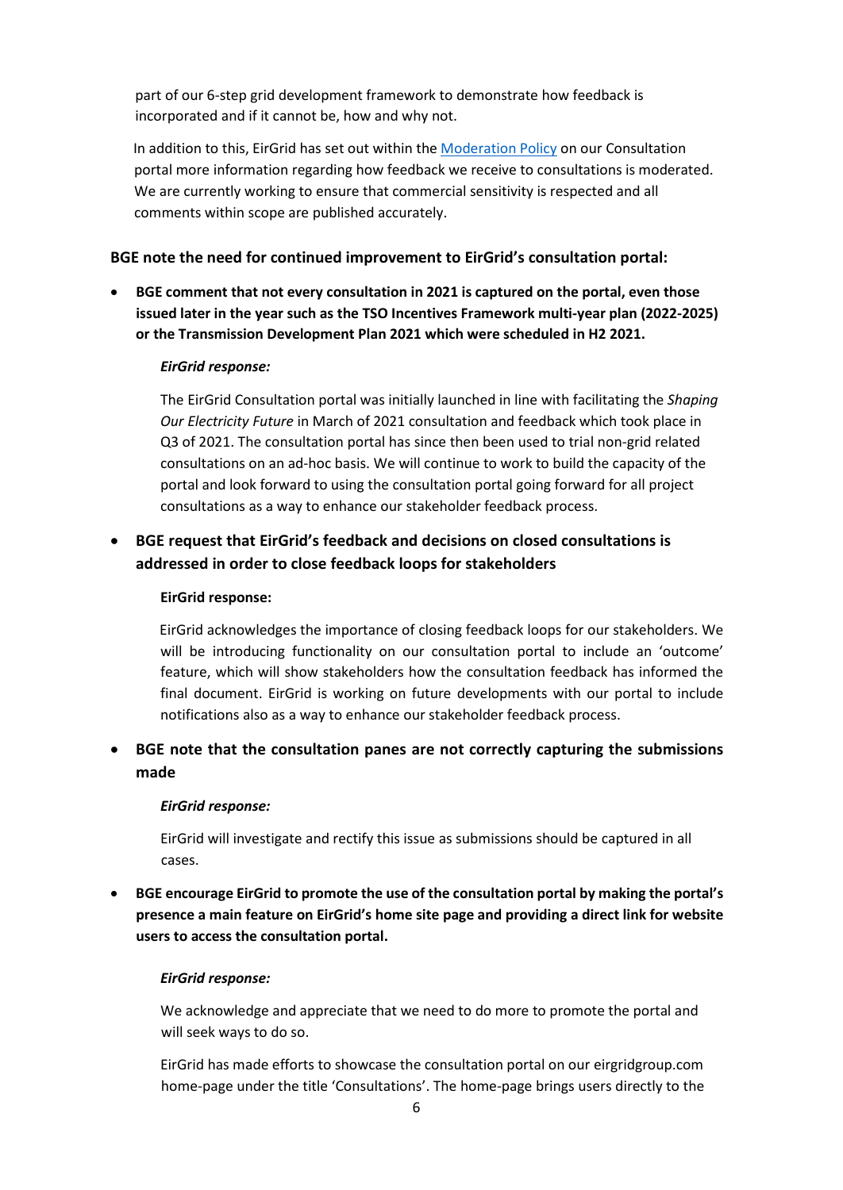part of our 6-step grid development framework to demonstrate how feedback is incorporated and if it cannot be, how and why not.

In addition to this, EirGrid has set out within the Moderation Policy on our Consultation portal more information regarding how feedback we receive to consultations is moderated. We are currently working to ensure that commercial sensitivity is respected and all comments within scope are published accurately.

**BGE note the need for continued improvement to EirGrid's consultation portal:**

- **BGE comment that not every consultation in 2021 is captured on the portal, even those issued later in the year such as the TSO Incentives Framework multi-year plan (2022-2025) or the Transmission Development Plan 2021 which were scheduled in H2 2021.**

  ***EirGrid response:***

  The EirGrid Consultation portal was initially launched in line with facilitating the *Shaping Our Electricity Future* in March of 2021 consultation and feedback which took place in Q3 of 2021. The consultation portal has since then been used to trial non-grid related consultations on an ad-hoc basis. We will continue to work to build the capacity of the portal and look forward to using the consultation portal going forward for all project consultations as a way to enhance our stakeholder feedback process.

- **BGE request that EirGrid's feedback and decisions on closed consultations is addressed in order to close feedback loops for stakeholders**

  **EirGrid response:**

  EirGrid acknowledges the importance of closing feedback loops for our stakeholders. We will be introducing functionality on our consultation portal to include an 'outcome' feature, which will show stakeholders how the consultation feedback has informed the final document. EirGrid is working on future developments with our portal to include notifications also as a way to enhance our stakeholder feedback process.

- **BGE note that the consultation panes are not correctly capturing the submissions made**

  ***EirGrid response:***

  EirGrid will investigate and rectify this issue as submissions should be captured in all cases.

- **BGE encourage EirGrid to promote the use of the consultation portal by making the portal's presence a main feature on EirGrid's home site page and providing a direct link for website users to access the consultation portal.**

  ***EirGrid response:***

  We acknowledge and appreciate that we need to do more to promote the portal and will seek ways to do so.

  EirGrid has made efforts to showcase the consultation portal on our eirgridgroup.com home-page under the title 'Consultations'. The home-page brings users directly to the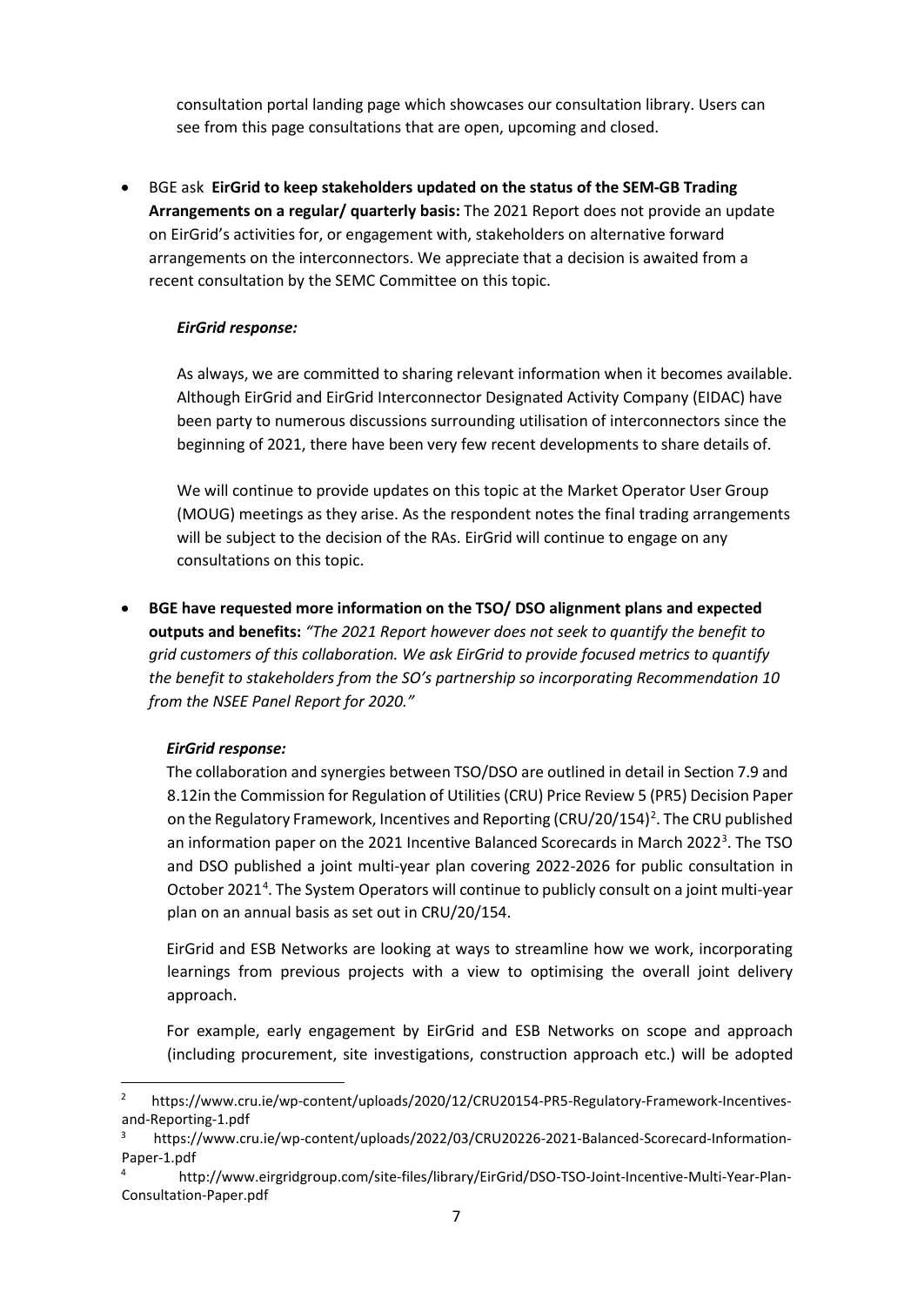consultation portal landing page which showcases our consultation library. Users can see from this page consultations that are open, upcoming and closed.

- BGE ask **EirGrid to keep stakeholders updated on the status of the SEM-GB Trading Arrangements on a regular/ quarterly basis:** The 2021 Report does not provide an update on EirGrid's activities for, or engagement with, stakeholders on alternative forward arrangements on the interconnectors. We appreciate that a decision is awaited from a recent consultation by the SEMC Committee on this topic.

  ***EirGrid response:***

  As always, we are committed to sharing relevant information when it becomes available. Although EirGrid and EirGrid Interconnector Designated Activity Company (EIDAC) have been party to numerous discussions surrounding utilisation of interconnectors since the beginning of 2021, there have been very few recent developments to share details of.

  We will continue to provide updates on this topic at the Market Operator User Group (MOUG) meetings as they arise. As the respondent notes the final trading arrangements will be subject to the decision of the RAs. EirGrid will continue to engage on any consultations on this topic.

- **BGE have requested more information on the TSO/ DSO alignment plans and expected outputs and benefits:** *"The 2021 Report however does not seek to quantify the benefit to grid customers of this collaboration. We ask EirGrid to provide focused metrics to quantify the benefit to stakeholders from the SO's partnership so incorporating Recommendation 10 from the NSEE Panel Report for 2020."*

  ***EirGrid response:***

  The collaboration and synergies between TSO/DSO are outlined in detail in Section 7.9 and 8.12in the Commission for Regulation of Utilities (CRU) Price Review 5 (PR5) Decision Paper on the Regulatory Framework, Incentives and Reporting (CRU/20/154)[2]. The CRU published an information paper on the 2021 Incentive Balanced Scorecards in March 2022[3]. The TSO and DSO published a joint multi-year plan covering 2022-2026 for public consultation in October 2021[4]. The System Operators will continue to publicly consult on a joint multi-year plan on an annual basis as set out in CRU/20/154.

  EirGrid and ESB Networks are looking at ways to streamline how we work, incorporating learnings from previous projects with a view to optimising the overall joint delivery approach.

  For example, early engagement by EirGrid and ESB Networks on scope and approach (including procurement, site investigations, construction approach etc.) will be adopted

---

[2] https://www.cru.ie/wp-content/uploads/2020/12/CRU20154-PR5-Regulatory-Framework-Incentives-and-Reporting-1.pdf

[3] https://www.cru.ie/wp-content/uploads/2022/03/CRU20226-2021-Balanced-Scorecard-Information-Paper-1.pdf

[4] http://www.eirgridgroup.com/site-files/library/EirGrid/DSO-TSO-Joint-Incentive-Multi-Year-Plan-Consultation-Paper.pdf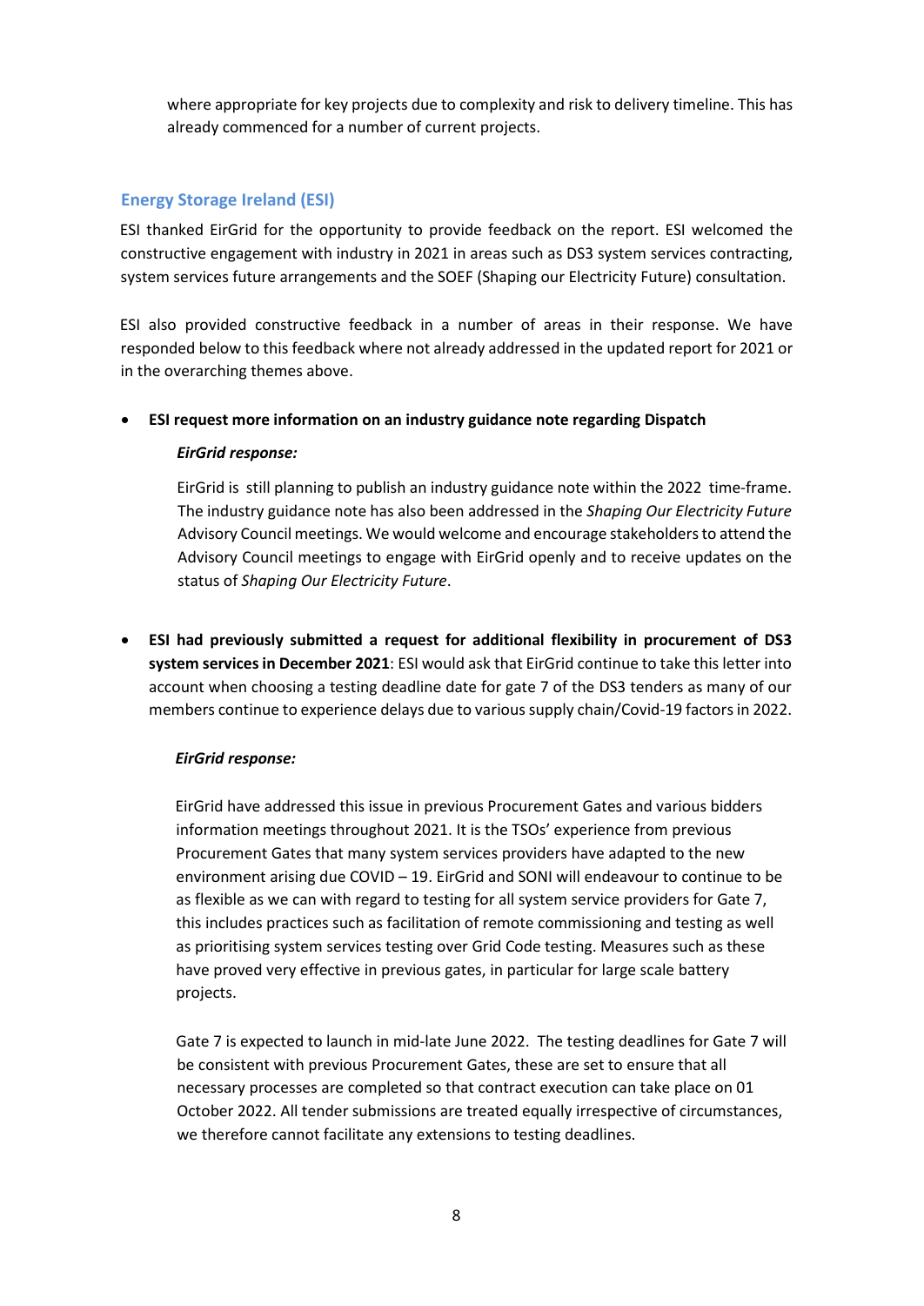where appropriate for key projects due to complexity and risk to delivery timeline. This has already commenced for a number of current projects.

### Energy Storage Ireland (ESI)

ESI thanked EirGrid for the opportunity to provide feedback on the report. ESI welcomed the constructive engagement with industry in 2021 in areas such as DS3 system services contracting, system services future arrangements and the SOEF (Shaping our Electricity Future) consultation.

ESI also provided constructive feedback in a number of areas in their response. We have responded below to this feedback where not already addressed in the updated report for 2021 or in the overarching themes above.

- **ESI request more information on an industry guidance note regarding Dispatch**

  ***EirGrid response:***

  EirGrid is still planning to publish an industry guidance note within the 2022 time-frame. The industry guidance note has also been addressed in the *Shaping Our Electricity Future* Advisory Council meetings. We would welcome and encourage stakeholders to attend the Advisory Council meetings to engage with EirGrid openly and to receive updates on the status of *Shaping Our Electricity Future*.

- **ESI had previously submitted a request for additional flexibility in procurement of DS3 system services in December 2021**: ESI would ask that EirGrid continue to take this letter into account when choosing a testing deadline date for gate 7 of the DS3 tenders as many of our members continue to experience delays due to various supply chain/Covid-19 factors in 2022.

  ***EirGrid response:***

  EirGrid have addressed this issue in previous Procurement Gates and various bidders information meetings throughout 2021. It is the TSOs' experience from previous Procurement Gates that many system services providers have adapted to the new environment arising due COVID – 19. EirGrid and SONI will endeavour to continue to be as flexible as we can with regard to testing for all system service providers for Gate 7, this includes practices such as facilitation of remote commissioning and testing as well as prioritising system services testing over Grid Code testing. Measures such as these have proved very effective in previous gates, in particular for large scale battery projects.

  Gate 7 is expected to launch in mid-late June 2022. The testing deadlines for Gate 7 will be consistent with previous Procurement Gates, these are set to ensure that all necessary processes are completed so that contract execution can take place on 01 October 2022. All tender submissions are treated equally irrespective of circumstances, we therefore cannot facilitate any extensions to testing deadlines.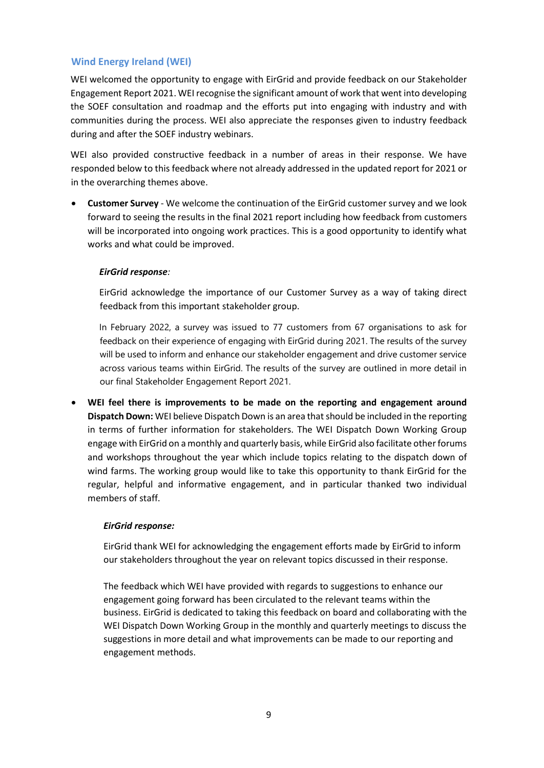## Wind Energy Ireland (WEI)

WEI welcomed the opportunity to engage with EirGrid and provide feedback on our Stakeholder Engagement Report 2021. WEI recognise the significant amount of work that went into developing the SOEF consultation and roadmap and the efforts put into engaging with industry and with communities during the process. WEI also appreciate the responses given to industry feedback during and after the SOEF industry webinars.

WEI also provided constructive feedback in a number of areas in their response. We have responded below to this feedback where not already addressed in the updated report for 2021 or in the overarching themes above.

- **Customer Survey** - We welcome the continuation of the EirGrid customer survey and we look forward to seeing the results in the final 2021 report including how feedback from customers will be incorporated into ongoing work practices. This is a good opportunity to identify what works and what could be improved.

  ***EirGrid response**:*

  EirGrid acknowledge the importance of our Customer Survey as a way of taking direct feedback from this important stakeholder group.

  In February 2022, a survey was issued to 77 customers from 67 organisations to ask for feedback on their experience of engaging with EirGrid during 2021. The results of the survey will be used to inform and enhance our stakeholder engagement and drive customer service across various teams within EirGrid. The results of the survey are outlined in more detail in our final Stakeholder Engagement Report 2021.

- **WEI feel there is improvements to be made on the reporting and engagement around Dispatch Down:** WEI believe Dispatch Down is an area that should be included in the reporting in terms of further information for stakeholders. The WEI Dispatch Down Working Group engage with EirGrid on a monthly and quarterly basis, while EirGrid also facilitate other forums and workshops throughout the year which include topics relating to the dispatch down of wind farms. The working group would like to take this opportunity to thank EirGrid for the regular, helpful and informative engagement, and in particular thanked two individual members of staff.

  ***EirGrid response:***

  EirGrid thank WEI for acknowledging the engagement efforts made by EirGrid to inform our stakeholders throughout the year on relevant topics discussed in their response.

  The feedback which WEI have provided with regards to suggestions to enhance our engagement going forward has been circulated to the relevant teams within the business. EirGrid is dedicated to taking this feedback on board and collaborating with the WEI Dispatch Down Working Group in the monthly and quarterly meetings to discuss the suggestions in more detail and what improvements can be made to our reporting and engagement methods.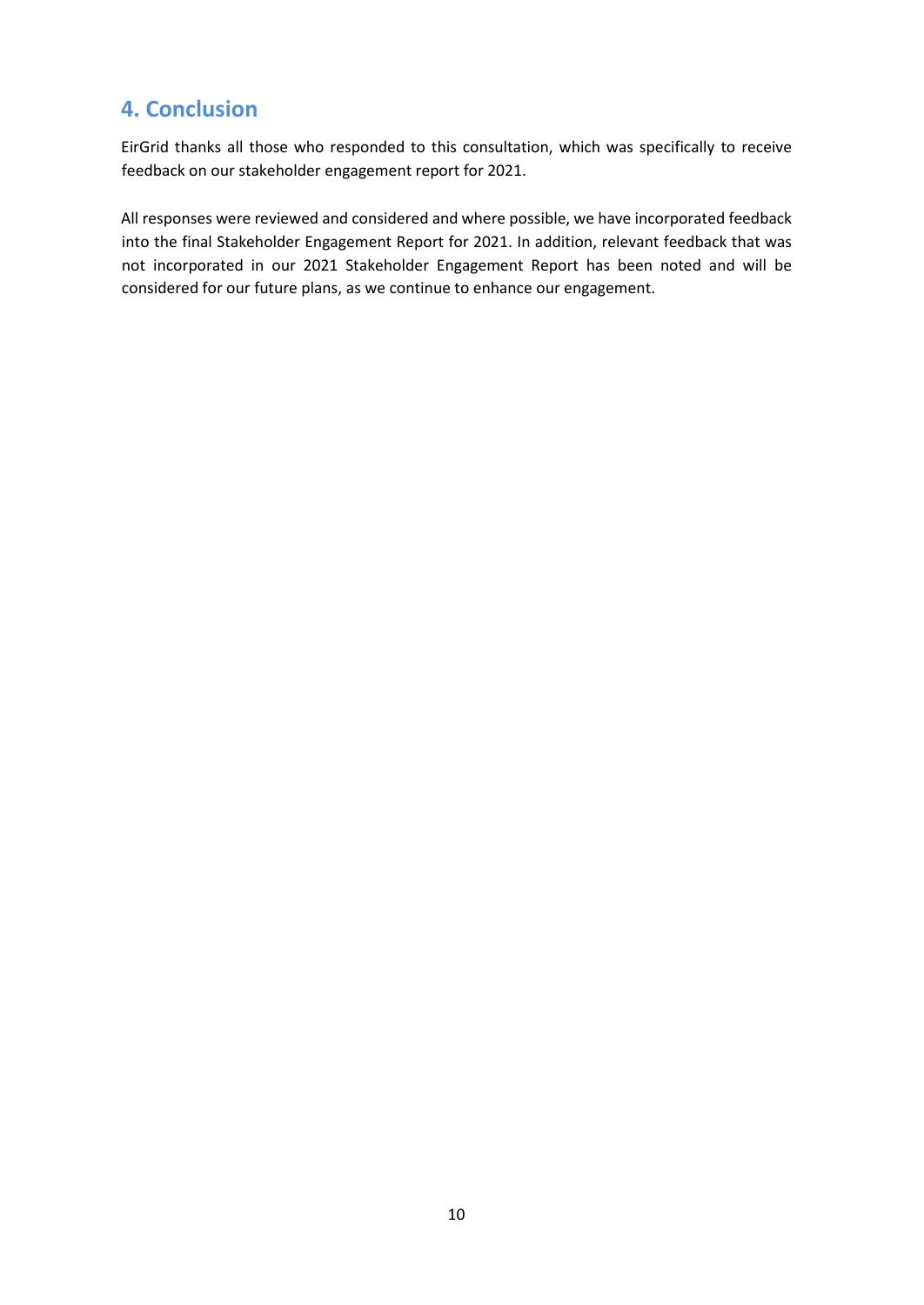## 4. Conclusion

EirGrid thanks all those who responded to this consultation, which was specifically to receive feedback on our stakeholder engagement report for 2021.

All responses were reviewed and considered and where possible, we have incorporated feedback into the final Stakeholder Engagement Report for 2021. In addition, relevant feedback that was not incorporated in our 2021 Stakeholder Engagement Report has been noted and will be considered for our future plans, as we continue to enhance our engagement.